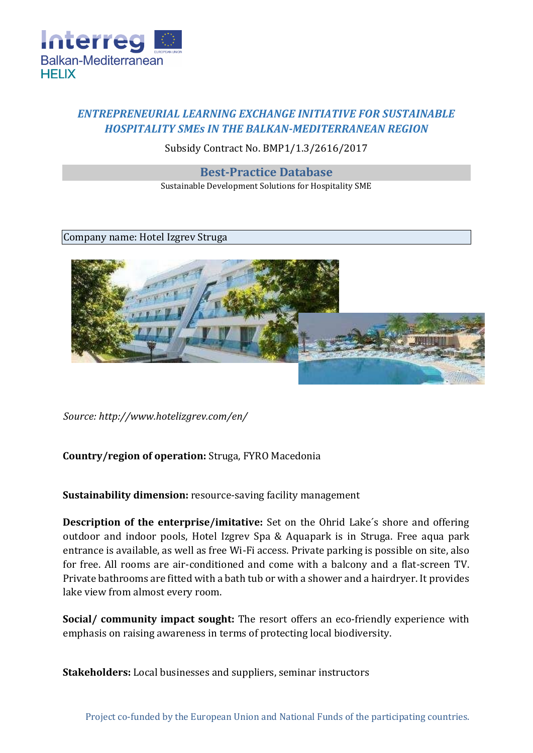## *ENTREPRENEURIAL LEARNING EXCHANGE INITIATIVE FOR SUSTAINABLE HOSPITALITY SMEs IN THE BALKAN-MEDITERRANEAN REGION*

Subsidy Contract No. BMP1/1.3/2616/2017

## Best-Practice Database

Sustainable Development Solutions for Hospitality SME

Company name: Hotel Izgrev Struga

*Source: http://www.hotelizgrev.com/en/*

**Country/region of operation:** Struga, FYRO Macedonia

**Sustainability dimension:** resource-saving facility management

**Description of the enterprise/imitative:** Set on the Ohrid Lake´s shore and offering outdoor and indoor pools, Hotel Izgrev Spa & Aquapark is in Struga. Free aqua park entrance is available, as well as free Wi-Fi access. Private parking is possible on site, also for free. All rooms are air-conditioned and come with a balcony and a flat-screen TV. Private bathrooms are fitted with a bath tub or with a shower and a hairdryer. It provides lake view from almost every room.

**Social/ community impact sought:** The resort offers an eco-friendly experience with emphasis on raising awareness in terms of protecting local biodiversity.

**Stakeholders:** Local businesses and suppliers, seminar instructors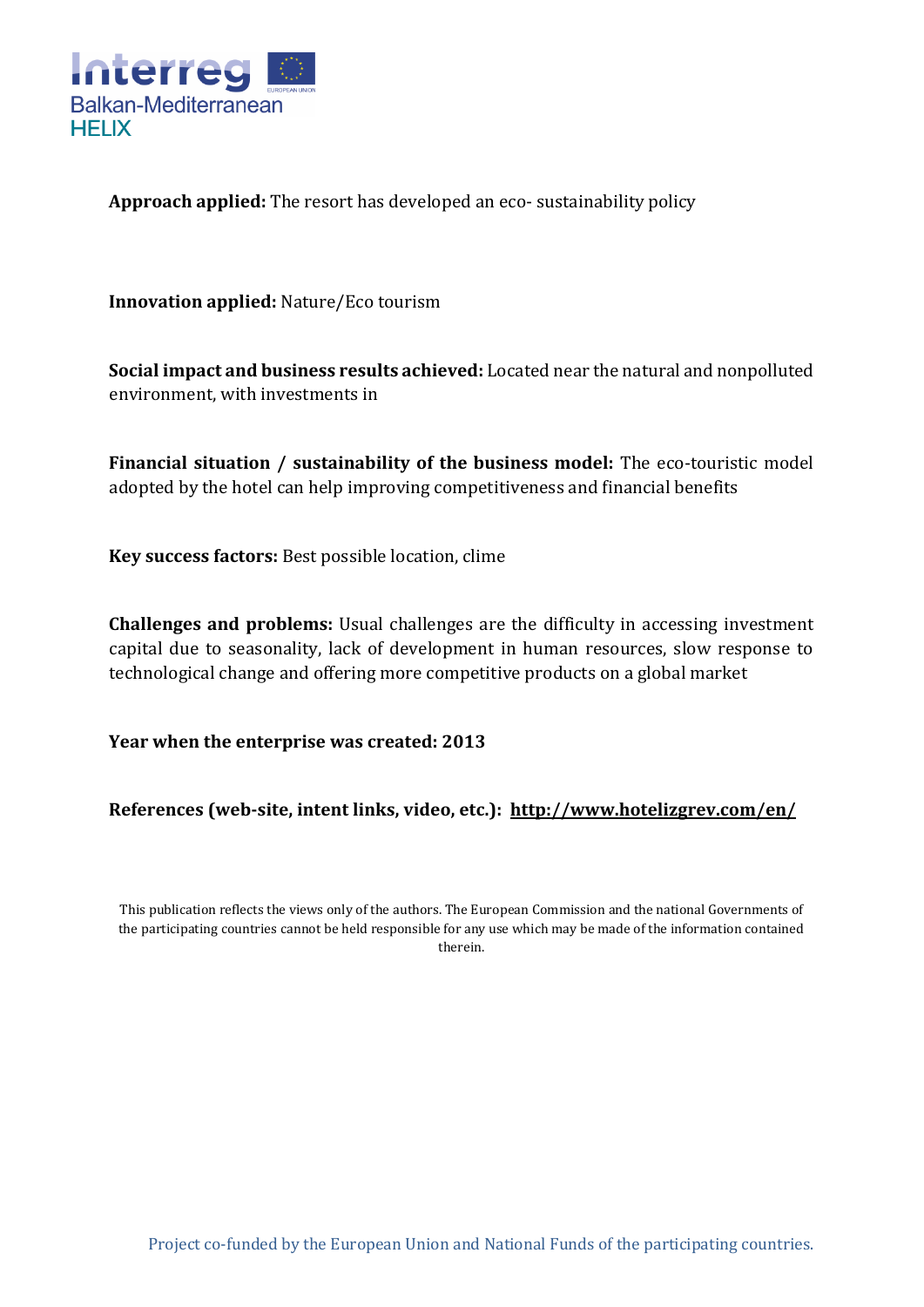**Approach applied:** The resort has developed an eco- sustainability policy

**Innovation applied:** Nature/Eco tourism

**Social impact and business results achieved:** Located near the natural and nonpolluted environment, with investments in

**Financial situation / sustainability of the business model:** The eco-touristic model adopted by the hotel can help improving competitiveness and financial benefits

**Key success factors:** Best possible location, clime

**Challenges and problems:** Usual challenges are the difficulty in accessing investment capital due to seasonality, lack of development in human resources, slow response to technological change and offering more competitive products on a global market

**Year when the enterprise was created: 2013**

**References (web-site, intent links, video, etc.): http://www.hotelizgrev.com/en/**

This publication reflects the views only of the authors. The European Commission and the national Governments of the participating countries cannot be held responsible for any use which may be made of the information contained therein.